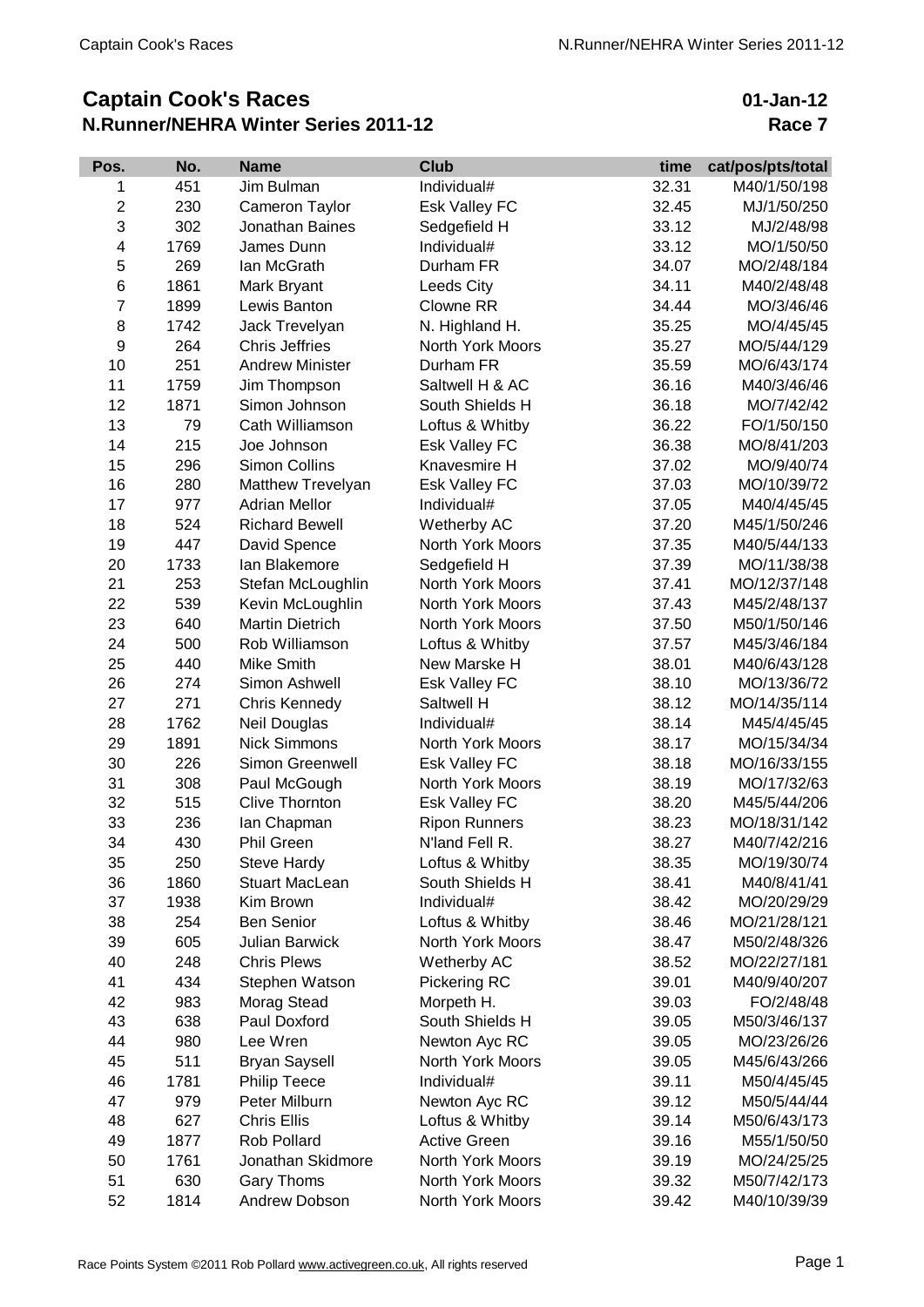# Captain Cook's Races

## N.Runner/NEHRA Winter Series 2011-12

**01-Jan-12**

**Race 7**

| Pos. | No. | Name | Club | time | cat/pos/pts/total |
|---|---|---|---|---|---|
| 1 | 451 | Jim Bulman | Individual# | 32.31 | M40/1/50/198 |
| 2 | 230 | Cameron Taylor | Esk Valley FC | 32.45 | MJ/1/50/250 |
| 3 | 302 | Jonathan Baines | Sedgefield H | 33.12 | MJ/2/48/98 |
| 4 | 1769 | James Dunn | Individual# | 33.12 | MO/1/50/50 |
| 5 | 269 | Ian McGrath | Durham FR | 34.07 | MO/2/48/184 |
| 6 | 1861 | Mark Bryant | Leeds City | 34.11 | M40/2/48/48 |
| 7 | 1899 | Lewis Banton | Clowne RR | 34.44 | MO/3/46/46 |
| 8 | 1742 | Jack Trevelyan | N. Highland H. | 35.25 | MO/4/45/45 |
| 9 | 264 | Chris Jeffries | North York Moors | 35.27 | MO/5/44/129 |
| 10 | 251 | Andrew Minister | Durham FR | 35.59 | MO/6/43/174 |
| 11 | 1759 | Jim Thompson | Saltwell H & AC | 36.16 | M40/3/46/46 |
| 12 | 1871 | Simon Johnson | South Shields H | 36.18 | MO/7/42/42 |
| 13 | 79 | Cath Williamson | Loftus & Whitby | 36.22 | FO/1/50/150 |
| 14 | 215 | Joe Johnson | Esk Valley FC | 36.38 | MO/8/41/203 |
| 15 | 296 | Simon Collins | Knavesmire H | 37.02 | MO/9/40/74 |
| 16 | 280 | Matthew Trevelyan | Esk Valley FC | 37.03 | MO/10/39/72 |
| 17 | 977 | Adrian Mellor | Individual# | 37.05 | M40/4/45/45 |
| 18 | 524 | Richard Bewell | Wetherby AC | 37.20 | M45/1/50/246 |
| 19 | 447 | David Spence | North York Moors | 37.35 | M40/5/44/133 |
| 20 | 1733 | Ian Blakemore | Sedgefield H | 37.39 | MO/11/38/38 |
| 21 | 253 | Stefan McLoughlin | North York Moors | 37.41 | MO/12/37/148 |
| 22 | 539 | Kevin McLoughlin | North York Moors | 37.43 | M45/2/48/137 |
| 23 | 640 | Martin Dietrich | North York Moors | 37.50 | M50/1/50/146 |
| 24 | 500 | Rob Williamson | Loftus & Whitby | 37.57 | M45/3/46/184 |
| 25 | 440 | Mike Smith | New Marske H | 38.01 | M40/6/43/128 |
| 26 | 274 | Simon Ashwell | Esk Valley FC | 38.10 | MO/13/36/72 |
| 27 | 271 | Chris Kennedy | Saltwell H | 38.12 | MO/14/35/114 |
| 28 | 1762 | Neil Douglas | Individual# | 38.14 | M45/4/45/45 |
| 29 | 1891 | Nick Simmons | North York Moors | 38.17 | MO/15/34/34 |
| 30 | 226 | Simon Greenwell | Esk Valley FC | 38.18 | MO/16/33/155 |
| 31 | 308 | Paul McGough | North York Moors | 38.19 | MO/17/32/63 |
| 32 | 515 | Clive Thornton | Esk Valley FC | 38.20 | M45/5/44/206 |
| 33 | 236 | Ian Chapman | Ripon Runners | 38.23 | MO/18/31/142 |
| 34 | 430 | Phil Green | N'land Fell R. | 38.27 | M40/7/42/216 |
| 35 | 250 | Steve Hardy | Loftus & Whitby | 38.35 | MO/19/30/74 |
| 36 | 1860 | Stuart MacLean | South Shields H | 38.41 | M40/8/41/41 |
| 37 | 1938 | Kim Brown | Individual# | 38.42 | MO/20/29/29 |
| 38 | 254 | Ben Senior | Loftus & Whitby | 38.46 | MO/21/28/121 |
| 39 | 605 | Julian Barwick | North York Moors | 38.47 | M50/2/48/326 |
| 40 | 248 | Chris Plews | Wetherby AC | 38.52 | MO/22/27/181 |
| 41 | 434 | Stephen Watson | Pickering RC | 39.01 | M40/9/40/207 |
| 42 | 983 | Morag Stead | Morpeth H. | 39.03 | FO/2/48/48 |
| 43 | 638 | Paul Doxford | South Shields H | 39.05 | M50/3/46/137 |
| 44 | 980 | Lee Wren | Newton Ayc RC | 39.05 | MO/23/26/26 |
| 45 | 511 | Bryan Saysell | North York Moors | 39.05 | M45/6/43/266 |
| 46 | 1781 | Philip Teece | Individual# | 39.11 | M50/4/45/45 |
| 47 | 979 | Peter Milburn | Newton Ayc RC | 39.12 | M50/5/44/44 |
| 48 | 627 | Chris Ellis | Loftus & Whitby | 39.14 | M50/6/43/173 |
| 49 | 1877 | Rob Pollard | Active Green | 39.16 | M55/1/50/50 |
| 50 | 1761 | Jonathan Skidmore | North York Moors | 39.19 | MO/24/25/25 |
| 51 | 630 | Gary Thoms | North York Moors | 39.32 | M50/7/42/173 |
| 52 | 1814 | Andrew Dobson | North York Moors | 39.42 | M40/10/39/39 |

Race Points System ©2011 Rob Pollard www.activegreen.co.uk, All rights reserved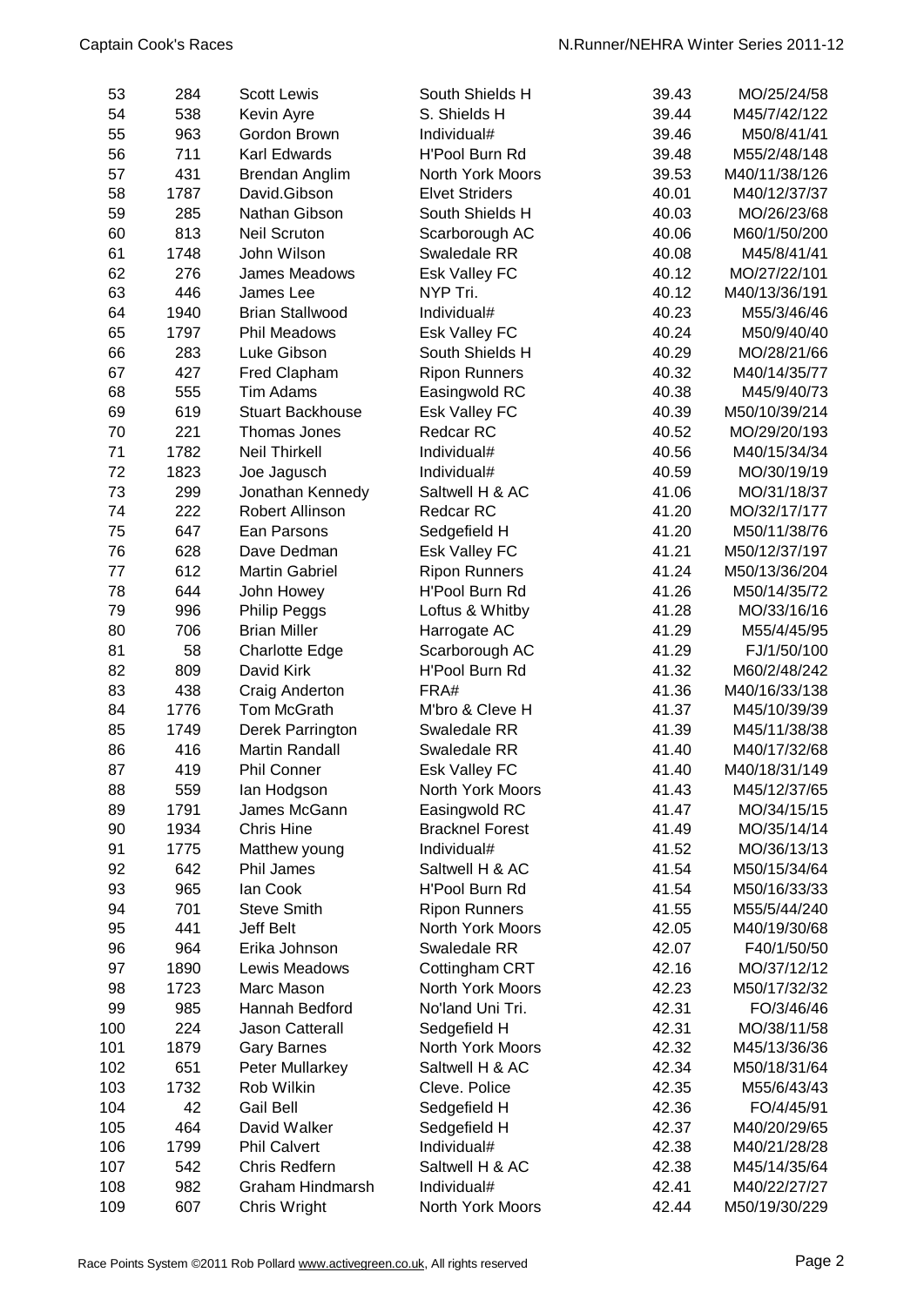| | | | | | |
|---|---|---|---|---|---|
| 53 | 284 | Scott Lewis | South Shields H | 39.43 | MO/25/24/58 |
| 54 | 538 | Kevin Ayre | S. Shields H | 39.44 | M45/7/42/122 |
| 55 | 963 | Gordon Brown | Individual# | 39.46 | M50/8/41/41 |
| 56 | 711 | Karl Edwards | H'Pool Burn Rd | 39.48 | M55/2/48/148 |
| 57 | 431 | Brendan Anglim | North York Moors | 39.53 | M40/11/38/126 |
| 58 | 1787 | David.Gibson | Elvet Striders | 40.01 | M40/12/37/37 |
| 59 | 285 | Nathan Gibson | South Shields H | 40.03 | MO/26/23/68 |
| 60 | 813 | Neil Scruton | Scarborough AC | 40.06 | M60/1/50/200 |
| 61 | 1748 | John Wilson | Swaledale RR | 40.08 | M45/8/41/41 |
| 62 | 276 | James Meadows | Esk Valley FC | 40.12 | MO/27/22/101 |
| 63 | 446 | James Lee | NYP Tri. | 40.12 | M40/13/36/191 |
| 64 | 1940 | Brian Stallwood | Individual# | 40.23 | M55/3/46/46 |
| 65 | 1797 | Phil Meadows | Esk Valley FC | 40.24 | M50/9/40/40 |
| 66 | 283 | Luke Gibson | South Shields H | 40.29 | MO/28/21/66 |
| 67 | 427 | Fred Clapham | Ripon Runners | 40.32 | M40/14/35/77 |
| 68 | 555 | Tim Adams | Easingwold RC | 40.38 | M45/9/40/73 |
| 69 | 619 | Stuart Backhouse | Esk Valley FC | 40.39 | M50/10/39/214 |
| 70 | 221 | Thomas Jones | Redcar RC | 40.52 | MO/29/20/193 |
| 71 | 1782 | Neil Thirkell | Individual# | 40.56 | M40/15/34/34 |
| 72 | 1823 | Joe Jagusch | Individual# | 40.59 | MO/30/19/19 |
| 73 | 299 | Jonathan Kennedy | Saltwell H & AC | 41.06 | MO/31/18/37 |
| 74 | 222 | Robert Allinson | Redcar RC | 41.20 | MO/32/17/177 |
| 75 | 647 | Ean Parsons | Sedgefield H | 41.20 | M50/11/38/76 |
| 76 | 628 | Dave Dedman | Esk Valley FC | 41.21 | M50/12/37/197 |
| 77 | 612 | Martin Gabriel | Ripon Runners | 41.24 | M50/13/36/204 |
| 78 | 644 | John Howey | H'Pool Burn Rd | 41.26 | M50/14/35/72 |
| 79 | 996 | Philip Peggs | Loftus & Whitby | 41.28 | MO/33/16/16 |
| 80 | 706 | Brian Miller | Harrogate AC | 41.29 | M55/4/45/95 |
| 81 | 58 | Charlotte Edge | Scarborough AC | 41.29 | FJ/1/50/100 |
| 82 | 809 | David Kirk | H'Pool Burn Rd | 41.32 | M60/2/48/242 |
| 83 | 438 | Craig Anderton | FRA# | 41.36 | M40/16/33/138 |
| 84 | 1776 | Tom McGrath | M'bro & Cleve H | 41.37 | M45/10/39/39 |
| 85 | 1749 | Derek Parrington | Swaledale RR | 41.39 | M45/11/38/38 |
| 86 | 416 | Martin Randall | Swaledale RR | 41.40 | M40/17/32/68 |
| 87 | 419 | Phil Conner | Esk Valley FC | 41.40 | M40/18/31/149 |
| 88 | 559 | Ian Hodgson | North York Moors | 41.43 | M45/12/37/65 |
| 89 | 1791 | James McGann | Easingwold RC | 41.47 | MO/34/15/15 |
| 90 | 1934 | Chris Hine | Bracknel Forest | 41.49 | MO/35/14/14 |
| 91 | 1775 | Matthew young | Individual# | 41.52 | MO/36/13/13 |
| 92 | 642 | Phil James | Saltwell H & AC | 41.54 | M50/15/34/64 |
| 93 | 965 | Ian Cook | H'Pool Burn Rd | 41.54 | M50/16/33/33 |
| 94 | 701 | Steve Smith | Ripon Runners | 41.55 | M55/5/44/240 |
| 95 | 441 | Jeff Belt | North York Moors | 42.05 | M40/19/30/68 |
| 96 | 964 | Erika Johnson | Swaledale RR | 42.07 | F40/1/50/50 |
| 97 | 1890 | Lewis Meadows | Cottingham CRT | 42.16 | MO/37/12/12 |
| 98 | 1723 | Marc Mason | North York Moors | 42.23 | M50/17/32/32 |
| 99 | 985 | Hannah Bedford | No'land Uni Tri. | 42.31 | FO/3/46/46 |
| 100 | 224 | Jason Catterall | Sedgefield H | 42.31 | MO/38/11/58 |
| 101 | 1879 | Gary Barnes | North York Moors | 42.32 | M45/13/36/36 |
| 102 | 651 | Peter Mullarkey | Saltwell H & AC | 42.34 | M50/18/31/64 |
| 103 | 1732 | Rob Wilkin | Cleve. Police | 42.35 | M55/6/43/43 |
| 104 | 42 | Gail Bell | Sedgefield H | 42.36 | FO/4/45/91 |
| 105 | 464 | David Walker | Sedgefield H | 42.37 | M40/20/29/65 |
| 106 | 1799 | Phil Calvert | Individual# | 42.38 | M40/21/28/28 |
| 107 | 542 | Chris Redfern | Saltwell H & AC | 42.38 | M45/14/35/64 |
| 108 | 982 | Graham Hindmarsh | Individual# | 42.41 | M40/22/27/27 |
| 109 | 607 | Chris Wright | North York Moors | 42.44 | M50/19/30/229 |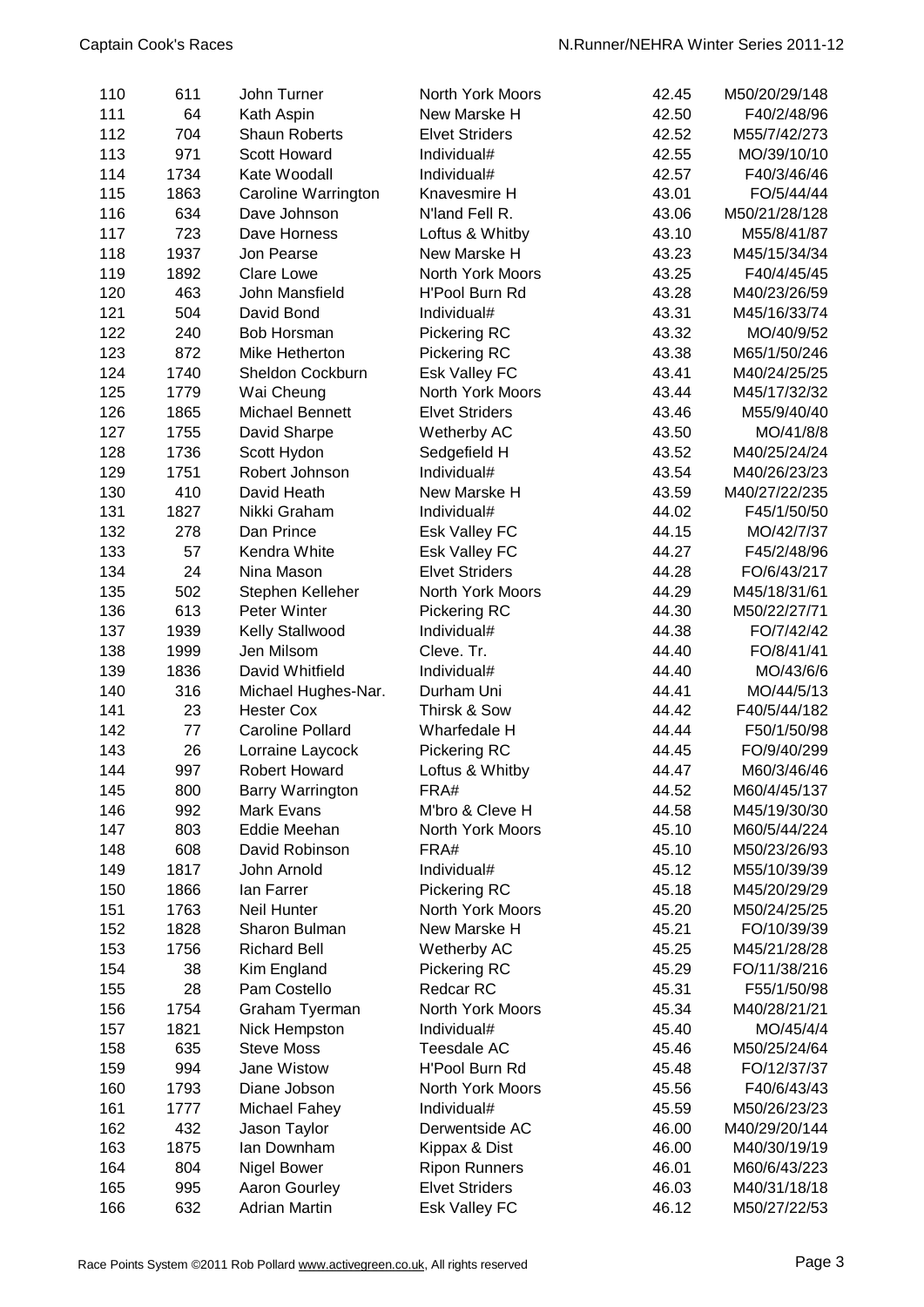| | | | | | |
|---|---|---|---|---|---|
| 110 | 611 | John Turner | North York Moors | 42.45 | M50/20/29/148 |
| 111 | 64 | Kath Aspin | New Marske H | 42.50 | F40/2/48/96 |
| 112 | 704 | Shaun Roberts | Elvet Striders | 42.52 | M55/7/42/273 |
| 113 | 971 | Scott Howard | Individual# | 42.55 | MO/39/10/10 |
| 114 | 1734 | Kate Woodall | Individual# | 42.57 | F40/3/46/46 |
| 115 | 1863 | Caroline Warrington | Knavesmire H | 43.01 | FO/5/44/44 |
| 116 | 634 | Dave Johnson | N'land Fell R. | 43.06 | M50/21/28/128 |
| 117 | 723 | Dave Horness | Loftus & Whitby | 43.10 | M55/8/41/87 |
| 118 | 1937 | Jon Pearse | New Marske H | 43.23 | M45/15/34/34 |
| 119 | 1892 | Clare Lowe | North York Moors | 43.25 | F40/4/45/45 |
| 120 | 463 | John Mansfield | H'Pool Burn Rd | 43.28 | M40/23/26/59 |
| 121 | 504 | David Bond | Individual# | 43.31 | M45/16/33/74 |
| 122 | 240 | Bob Horsman | Pickering RC | 43.32 | MO/40/9/52 |
| 123 | 872 | Mike Hetherton | Pickering RC | 43.38 | M65/1/50/246 |
| 124 | 1740 | Sheldon Cockburn | Esk Valley FC | 43.41 | M40/24/25/25 |
| 125 | 1779 | Wai Cheung | North York Moors | 43.44 | M45/17/32/32 |
| 126 | 1865 | Michael Bennett | Elvet Striders | 43.46 | M55/9/40/40 |
| 127 | 1755 | David Sharpe | Wetherby AC | 43.50 | MO/41/8/8 |
| 128 | 1736 | Scott Hydon | Sedgefield H | 43.52 | M40/25/24/24 |
| 129 | 1751 | Robert Johnson | Individual# | 43.54 | M40/26/23/23 |
| 130 | 410 | David Heath | New Marske H | 43.59 | M40/27/22/235 |
| 131 | 1827 | Nikki Graham | Individual# | 44.02 | F45/1/50/50 |
| 132 | 278 | Dan Prince | Esk Valley FC | 44.15 | MO/42/7/37 |
| 133 | 57 | Kendra White | Esk Valley FC | 44.27 | F45/2/48/96 |
| 134 | 24 | Nina Mason | Elvet Striders | 44.28 | FO/6/43/217 |
| 135 | 502 | Stephen Kelleher | North York Moors | 44.29 | M45/18/31/61 |
| 136 | 613 | Peter Winter | Pickering RC | 44.30 | M50/22/27/71 |
| 137 | 1939 | Kelly Stallwood | Individual# | 44.38 | FO/7/42/42 |
| 138 | 1999 | Jen Milsom | Cleve. Tr. | 44.40 | FO/8/41/41 |
| 139 | 1836 | David Whitfield | Individual# | 44.40 | MO/43/6/6 |
| 140 | 316 | Michael Hughes-Nar. | Durham Uni | 44.41 | MO/44/5/13 |
| 141 | 23 | Hester Cox | Thirsk & Sow | 44.42 | F40/5/44/182 |
| 142 | 77 | Caroline Pollard | Wharfedale H | 44.44 | F50/1/50/98 |
| 143 | 26 | Lorraine Laycock | Pickering RC | 44.45 | FO/9/40/299 |
| 144 | 997 | Robert Howard | Loftus & Whitby | 44.47 | M60/3/46/46 |
| 145 | 800 | Barry Warrington | FRA# | 44.52 | M60/4/45/137 |
| 146 | 992 | Mark Evans | M'bro & Cleve H | 44.58 | M45/19/30/30 |
| 147 | 803 | Eddie Meehan | North York Moors | 45.10 | M60/5/44/224 |
| 148 | 608 | David Robinson | FRA# | 45.10 | M50/23/26/93 |
| 149 | 1817 | John Arnold | Individual# | 45.12 | M55/10/39/39 |
| 150 | 1866 | Ian Farrer | Pickering RC | 45.18 | M45/20/29/29 |
| 151 | 1763 | Neil Hunter | North York Moors | 45.20 | M50/24/25/25 |
| 152 | 1828 | Sharon Bulman | New Marske H | 45.21 | FO/10/39/39 |
| 153 | 1756 | Richard Bell | Wetherby AC | 45.25 | M45/21/28/28 |
| 154 | 38 | Kim England | Pickering RC | 45.29 | FO/11/38/216 |
| 155 | 28 | Pam Costello | Redcar RC | 45.31 | F55/1/50/98 |
| 156 | 1754 | Graham Tyerman | North York Moors | 45.34 | M40/28/21/21 |
| 157 | 1821 | Nick Hempston | Individual# | 45.40 | MO/45/4/4 |
| 158 | 635 | Steve Moss | Teesdale AC | 45.46 | M50/25/24/64 |
| 159 | 994 | Jane Wistow | H'Pool Burn Rd | 45.48 | FO/12/37/37 |
| 160 | 1793 | Diane Jobson | North York Moors | 45.56 | F40/6/43/43 |
| 161 | 1777 | Michael Fahey | Individual# | 45.59 | M50/26/23/23 |
| 162 | 432 | Jason Taylor | Derwentside AC | 46.00 | M40/29/20/144 |
| 163 | 1875 | Ian Downham | Kippax & Dist | 46.00 | M40/30/19/19 |
| 164 | 804 | Nigel Bower | Ripon Runners | 46.01 | M60/6/43/223 |
| 165 | 995 | Aaron Gourley | Elvet Striders | 46.03 | M40/31/18/18 |
| 166 | 632 | Adrian Martin | Esk Valley FC | 46.12 | M50/27/22/53 |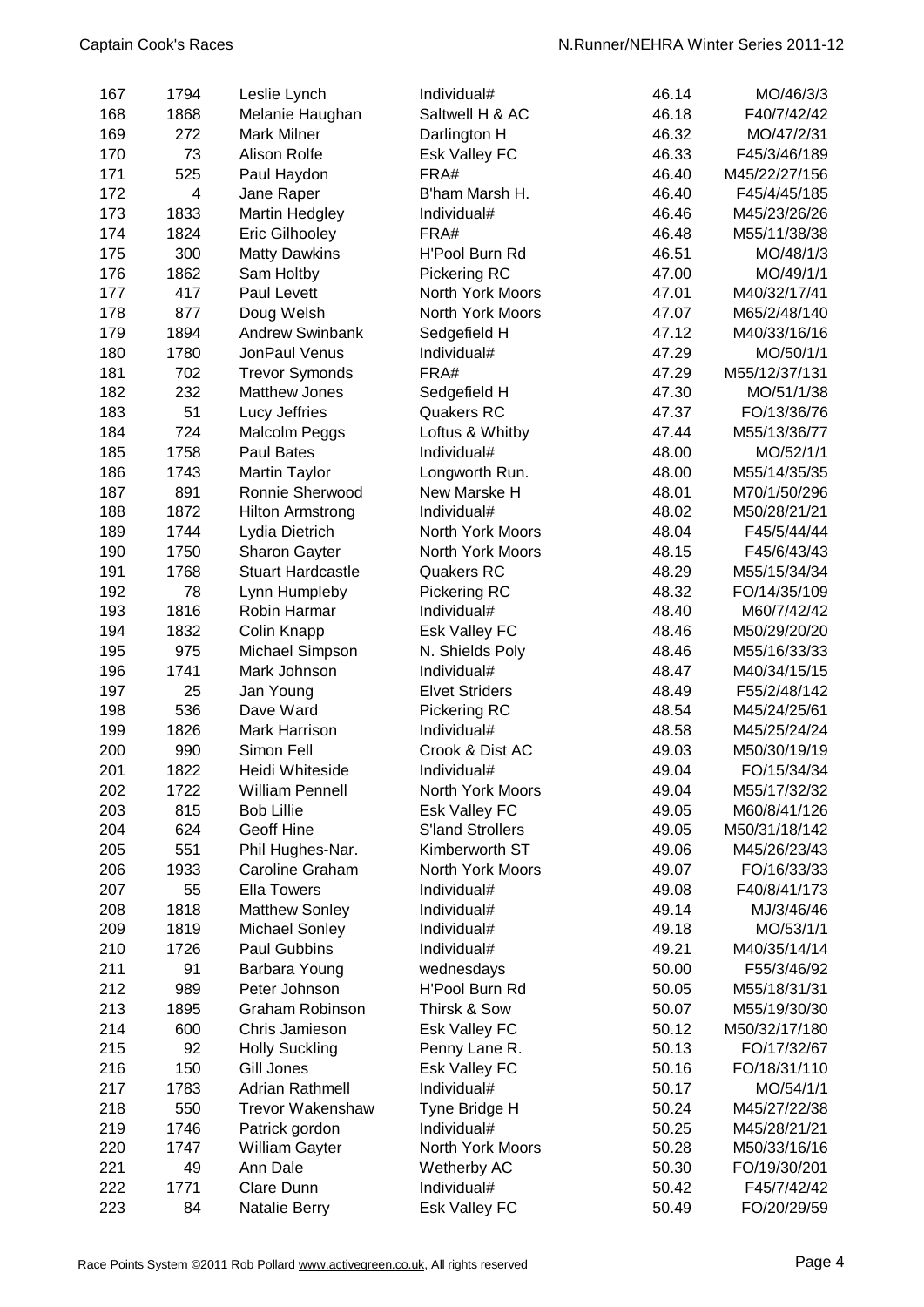| | | | | | |
|---|---|---|---|---|---|
| 167 | 1794 | Leslie Lynch | Individual# | 46.14 | MO/46/3/3 |
| 168 | 1868 | Melanie Haughan | Saltwell H & AC | 46.18 | F40/7/42/42 |
| 169 | 272 | Mark Milner | Darlington H | 46.32 | MO/47/2/31 |
| 170 | 73 | Alison Rolfe | Esk Valley FC | 46.33 | F45/3/46/189 |
| 171 | 525 | Paul Haydon | FRA# | 46.40 | M45/22/27/156 |
| 172 | 4 | Jane Raper | B'ham Marsh H. | 46.40 | F45/4/45/185 |
| 173 | 1833 | Martin Hedgley | Individual# | 46.46 | M45/23/26/26 |
| 174 | 1824 | Eric Gilhooley | FRA# | 46.48 | M55/11/38/38 |
| 175 | 300 | Matty Dawkins | H'Pool Burn Rd | 46.51 | MO/48/1/3 |
| 176 | 1862 | Sam Holtby | Pickering RC | 47.00 | MO/49/1/1 |
| 177 | 417 | Paul Levett | North York Moors | 47.01 | M40/32/17/41 |
| 178 | 877 | Doug Welsh | North York Moors | 47.07 | M65/2/48/140 |
| 179 | 1894 | Andrew Swinbank | Sedgefield H | 47.12 | M40/33/16/16 |
| 180 | 1780 | JonPaul Venus | Individual# | 47.29 | MO/50/1/1 |
| 181 | 702 | Trevor Symonds | FRA# | 47.29 | M55/12/37/131 |
| 182 | 232 | Matthew Jones | Sedgefield H | 47.30 | MO/51/1/38 |
| 183 | 51 | Lucy Jeffries | Quakers RC | 47.37 | FO/13/36/76 |
| 184 | 724 | Malcolm Peggs | Loftus & Whitby | 47.44 | M55/13/36/77 |
| 185 | 1758 | Paul Bates | Individual# | 48.00 | MO/52/1/1 |
| 186 | 1743 | Martin Taylor | Longworth Run. | 48.00 | M55/14/35/35 |
| 187 | 891 | Ronnie Sherwood | New Marske H | 48.01 | M70/1/50/296 |
| 188 | 1872 | Hilton Armstrong | Individual# | 48.02 | M50/28/21/21 |
| 189 | 1744 | Lydia Dietrich | North York Moors | 48.04 | F45/5/44/44 |
| 190 | 1750 | Sharon Gayter | North York Moors | 48.15 | F45/6/43/43 |
| 191 | 1768 | Stuart Hardcastle | Quakers RC | 48.29 | M55/15/34/34 |
| 192 | 78 | Lynn Humpleby | Pickering RC | 48.32 | FO/14/35/109 |
| 193 | 1816 | Robin Harmar | Individual# | 48.40 | M60/7/42/42 |
| 194 | 1832 | Colin Knapp | Esk Valley FC | 48.46 | M50/29/20/20 |
| 195 | 975 | Michael Simpson | N. Shields Poly | 48.46 | M55/16/33/33 |
| 196 | 1741 | Mark Johnson | Individual# | 48.47 | M40/34/15/15 |
| 197 | 25 | Jan Young | Elvet Striders | 48.49 | F55/2/48/142 |
| 198 | 536 | Dave Ward | Pickering RC | 48.54 | M45/24/25/61 |
| 199 | 1826 | Mark Harrison | Individual# | 48.58 | M45/25/24/24 |
| 200 | 990 | Simon Fell | Crook & Dist AC | 49.03 | M50/30/19/19 |
| 201 | 1822 | Heidi Whiteside | Individual# | 49.04 | FO/15/34/34 |
| 202 | 1722 | William Pennell | North York Moors | 49.04 | M55/17/32/32 |
| 203 | 815 | Bob Lillie | Esk Valley FC | 49.05 | M60/8/41/126 |
| 204 | 624 | Geoff Hine | S'land Strollers | 49.05 | M50/31/18/142 |
| 205 | 551 | Phil Hughes-Nar. | Kimberworth ST | 49.06 | M45/26/23/43 |
| 206 | 1933 | Caroline Graham | North York Moors | 49.07 | FO/16/33/33 |
| 207 | 55 | Ella Towers | Individual# | 49.08 | F40/8/41/173 |
| 208 | 1818 | Matthew Sonley | Individual# | 49.14 | MJ/3/46/46 |
| 209 | 1819 | Michael Sonley | Individual# | 49.18 | MO/53/1/1 |
| 210 | 1726 | Paul Gubbins | Individual# | 49.21 | M40/35/14/14 |
| 211 | 91 | Barbara Young | wednesdays | 50.00 | F55/3/46/92 |
| 212 | 989 | Peter Johnson | H'Pool Burn Rd | 50.05 | M55/18/31/31 |
| 213 | 1895 | Graham Robinson | Thirsk & Sow | 50.07 | M55/19/30/30 |
| 214 | 600 | Chris Jamieson | Esk Valley FC | 50.12 | M50/32/17/180 |
| 215 | 92 | Holly Suckling | Penny Lane R. | 50.13 | FO/17/32/67 |
| 216 | 150 | Gill Jones | Esk Valley FC | 50.16 | FO/18/31/110 |
| 217 | 1783 | Adrian Rathmell | Individual# | 50.17 | MO/54/1/1 |
| 218 | 550 | Trevor Wakenshaw | Tyne Bridge H | 50.24 | M45/27/22/38 |
| 219 | 1746 | Patrick gordon | Individual# | 50.25 | M45/28/21/21 |
| 220 | 1747 | William Gayter | North York Moors | 50.28 | M50/33/16/16 |
| 221 | 49 | Ann Dale | Wetherby AC | 50.30 | FO/19/30/201 |
| 222 | 1771 | Clare Dunn | Individual# | 50.42 | F45/7/42/42 |
| 223 | 84 | Natalie Berry | Esk Valley FC | 50.49 | FO/20/29/59 |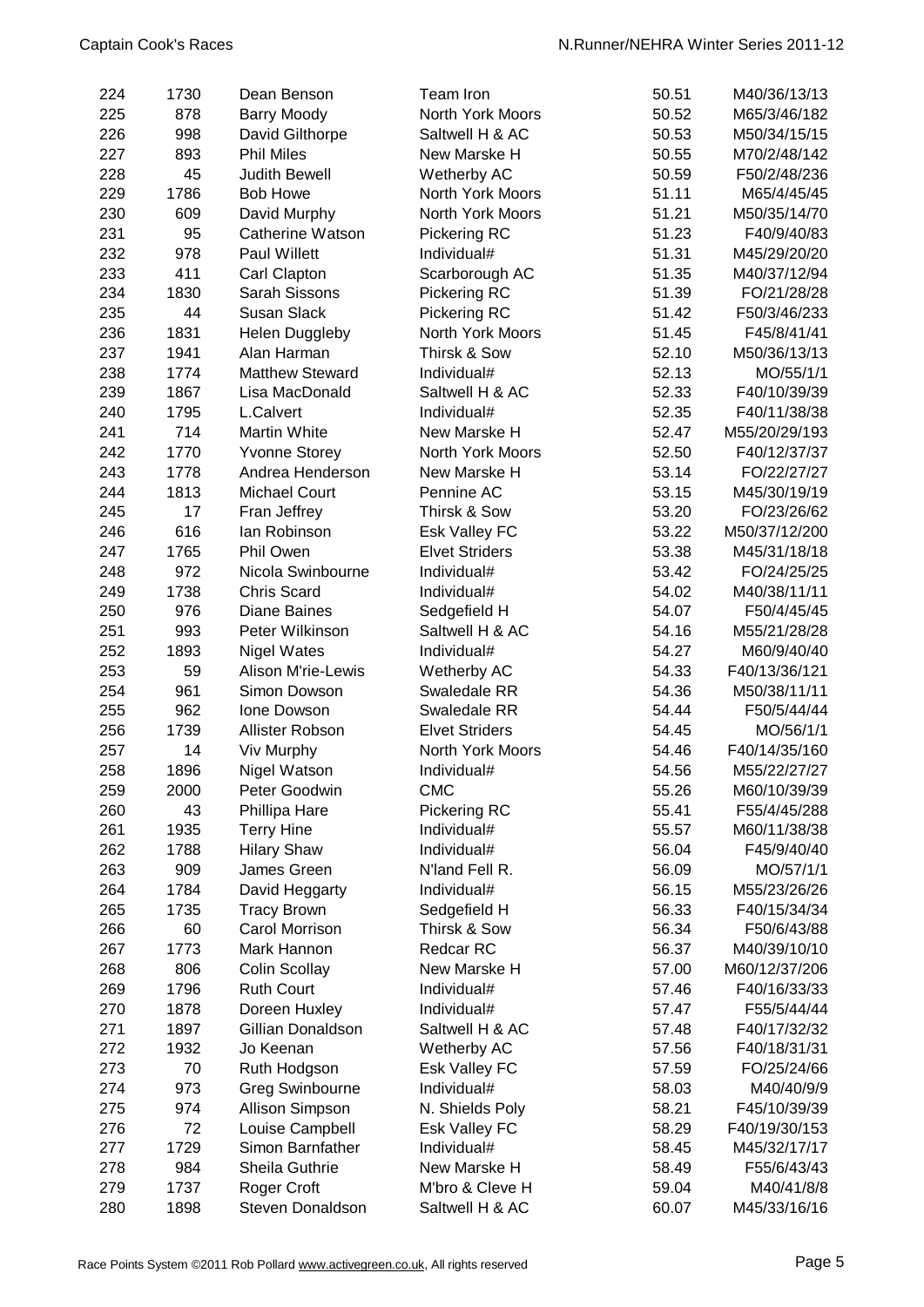| | | | | | |
|---|---|---|---|---|---|
| 224 | 1730 | Dean Benson | Team Iron | 50.51 | M40/36/13/13 |
| 225 | 878 | Barry Moody | North York Moors | 50.52 | M65/3/46/182 |
| 226 | 998 | David Gilthorpe | Saltwell H & AC | 50.53 | M50/34/15/15 |
| 227 | 893 | Phil Miles | New Marske H | 50.55 | M70/2/48/142 |
| 228 | 45 | Judith Bewell | Wetherby AC | 50.59 | F50/2/48/236 |
| 229 | 1786 | Bob Howe | North York Moors | 51.11 | M65/4/45/45 |
| 230 | 609 | David Murphy | North York Moors | 51.21 | M50/35/14/70 |
| 231 | 95 | Catherine Watson | Pickering RC | 51.23 | F40/9/40/83 |
| 232 | 978 | Paul Willett | Individual# | 51.31 | M45/29/20/20 |
| 233 | 411 | Carl Clapton | Scarborough AC | 51.35 | M40/37/12/94 |
| 234 | 1830 | Sarah Sissons | Pickering RC | 51.39 | FO/21/28/28 |
| 235 | 44 | Susan Slack | Pickering RC | 51.42 | F50/3/46/233 |
| 236 | 1831 | Helen Duggleby | North York Moors | 51.45 | F45/8/41/41 |
| 237 | 1941 | Alan Harman | Thirsk & Sow | 52.10 | M50/36/13/13 |
| 238 | 1774 | Matthew Steward | Individual# | 52.13 | MO/55/1/1 |
| 239 | 1867 | Lisa MacDonald | Saltwell H & AC | 52.33 | F40/10/39/39 |
| 240 | 1795 | L.Calvert | Individual# | 52.35 | F40/11/38/38 |
| 241 | 714 | Martin White | New Marske H | 52.47 | M55/20/29/193 |
| 242 | 1770 | Yvonne Storey | North York Moors | 52.50 | F40/12/37/37 |
| 243 | 1778 | Andrea Henderson | New Marske H | 53.14 | FO/22/27/27 |
| 244 | 1813 | Michael Court | Pennine AC | 53.15 | M45/30/19/19 |
| 245 | 17 | Fran Jeffrey | Thirsk & Sow | 53.20 | FO/23/26/62 |
| 246 | 616 | Ian Robinson | Esk Valley FC | 53.22 | M50/37/12/200 |
| 247 | 1765 | Phil Owen | Elvet Striders | 53.38 | M45/31/18/18 |
| 248 | 972 | Nicola Swinbourne | Individual# | 53.42 | FO/24/25/25 |
| 249 | 1738 | Chris Scard | Individual# | 54.02 | M40/38/11/11 |
| 250 | 976 | Diane Baines | Sedgefield H | 54.07 | F50/4/45/45 |
| 251 | 993 | Peter Wilkinson | Saltwell H & AC | 54.16 | M55/21/28/28 |
| 252 | 1893 | Nigel Wates | Individual# | 54.27 | M60/9/40/40 |
| 253 | 59 | Alison M'rie-Lewis | Wetherby AC | 54.33 | F40/13/36/121 |
| 254 | 961 | Simon Dowson | Swaledale RR | 54.36 | M50/38/11/11 |
| 255 | 962 | Ione Dowson | Swaledale RR | 54.44 | F50/5/44/44 |
| 256 | 1739 | Allister Robson | Elvet Striders | 54.45 | MO/56/1/1 |
| 257 | 14 | Viv Murphy | North York Moors | 54.46 | F40/14/35/160 |
| 258 | 1896 | Nigel Watson | Individual# | 54.56 | M55/22/27/27 |
| 259 | 2000 | Peter Goodwin | CMC | 55.26 | M60/10/39/39 |
| 260 | 43 | Phillipa Hare | Pickering RC | 55.41 | F55/4/45/288 |
| 261 | 1935 | Terry Hine | Individual# | 55.57 | M60/11/38/38 |
| 262 | 1788 | Hilary Shaw | Individual# | 56.04 | F45/9/40/40 |
| 263 | 909 | James Green | N'land Fell R. | 56.09 | MO/57/1/1 |
| 264 | 1784 | David Heggarty | Individual# | 56.15 | M55/23/26/26 |
| 265 | 1735 | Tracy Brown | Sedgefield H | 56.33 | F40/15/34/34 |
| 266 | 60 | Carol Morrison | Thirsk & Sow | 56.34 | F50/6/43/88 |
| 267 | 1773 | Mark Hannon | Redcar RC | 56.37 | M40/39/10/10 |
| 268 | 806 | Colin Scollay | New Marske H | 57.00 | M60/12/37/206 |
| 269 | 1796 | Ruth Court | Individual# | 57.46 | F40/16/33/33 |
| 270 | 1878 | Doreen Huxley | Individual# | 57.47 | F55/5/44/44 |
| 271 | 1897 | Gillian Donaldson | Saltwell H & AC | 57.48 | F40/17/32/32 |
| 272 | 1932 | Jo Keenan | Wetherby AC | 57.56 | F40/18/31/31 |
| 273 | 70 | Ruth Hodgson | Esk Valley FC | 57.59 | FO/25/24/66 |
| 274 | 973 | Greg Swinbourne | Individual# | 58.03 | M40/40/9/9 |
| 275 | 974 | Allison Simpson | N. Shields Poly | 58.21 | F45/10/39/39 |
| 276 | 72 | Louise Campbell | Esk Valley FC | 58.29 | F40/19/30/153 |
| 277 | 1729 | Simon Barnfather | Individual# | 58.45 | M45/32/17/17 |
| 278 | 984 | Sheila Guthrie | New Marske H | 58.49 | F55/6/43/43 |
| 279 | 1737 | Roger Croft | M'bro & Cleve H | 59.04 | M40/41/8/8 |
| 280 | 1898 | Steven Donaldson | Saltwell H & AC | 60.07 | M45/33/16/16 |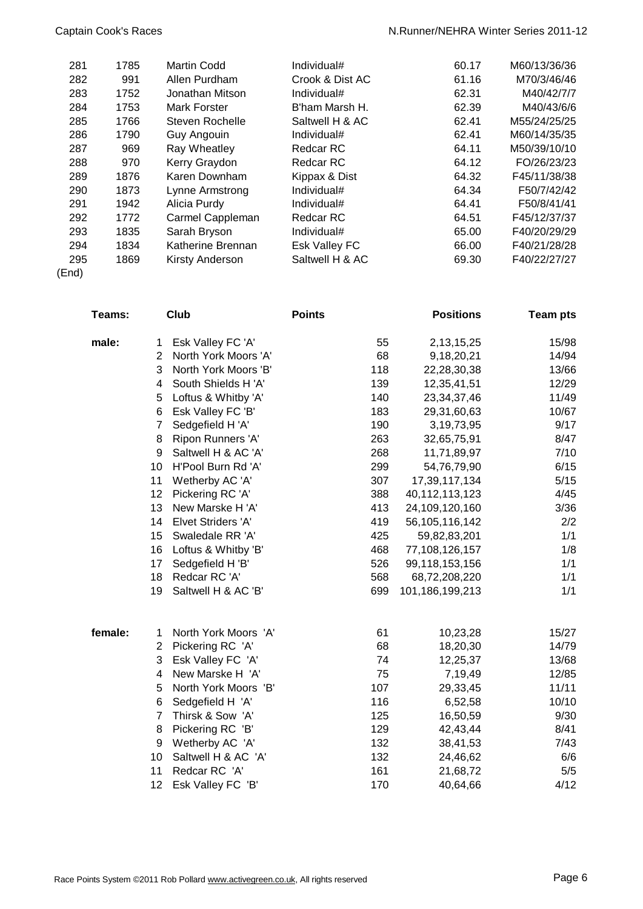| | | | | | |
|---|---|---|---|---|---|
| 281 | 1785 | Martin Codd | Individual# | 60.17 | M60/13/36/36 |
| 282 | 991 | Allen Purdham | Crook & Dist AC | 61.16 | M70/3/46/46 |
| 283 | 1752 | Jonathan Mitson | Individual# | 62.31 | M40/42/7/7 |
| 284 | 1753 | Mark Forster | B'ham Marsh H. | 62.39 | M40/43/6/6 |
| 285 | 1766 | Steven Rochelle | Saltwell H & AC | 62.41 | M55/24/25/25 |
| 286 | 1790 | Guy Angouin | Individual# | 62.41 | M60/14/35/35 |
| 287 | 969 | Ray Wheatley | Redcar RC | 64.11 | M50/39/10/10 |
| 288 | 970 | Kerry Graydon | Redcar RC | 64.12 | FO/26/23/23 |
| 289 | 1876 | Karen Downham | Kippax & Dist | 64.32 | F45/11/38/38 |
| 290 | 1873 | Lynne Armstrong | Individual# | 64.34 | F50/7/42/42 |
| 291 | 1942 | Alicia Purdy | Individual# | 64.41 | F50/8/41/41 |
| 292 | 1772 | Carmel Cappleman | Redcar RC | 64.51 | F45/12/37/37 |
| 293 | 1835 | Sarah Bryson | Individual# | 65.00 | F40/20/29/29 |
| 294 | 1834 | Katherine Brennan | Esk Valley FC | 66.00 | F40/21/28/28 |
| 295 | 1869 | Kirsty Anderson | Saltwell H & AC | 69.30 | F40/22/27/27 |

(End)

| Teams: | | Club | Points | Positions | Team pts |
|---|---|---|---|---|---|
| male: | 1 | Esk Valley FC 'A' | 55 | 2,13,15,25 | 15/98 |
| | 2 | North York Moors 'A' | 68 | 9,18,20,21 | 14/94 |
| | 3 | North York Moors 'B' | 118 | 22,28,30,38 | 13/66 |
| | 4 | South Shields H 'A' | 139 | 12,35,41,51 | 12/29 |
| | 5 | Loftus & Whitby 'A' | 140 | 23,34,37,46 | 11/49 |
| | 6 | Esk Valley FC 'B' | 183 | 29,31,60,63 | 10/67 |
| | 7 | Sedgefield H 'A' | 190 | 3,19,73,95 | 9/17 |
| | 8 | Ripon Runners 'A' | 263 | 32,65,75,91 | 8/47 |
| | 9 | Saltwell H & AC 'A' | 268 | 11,71,89,97 | 7/10 |
| | 10 | H'Pool Burn Rd 'A' | 299 | 54,76,79,90 | 6/15 |
| | 11 | Wetherby AC 'A' | 307 | 17,39,117,134 | 5/15 |
| | 12 | Pickering RC 'A' | 388 | 40,112,113,123 | 4/45 |
| | 13 | New Marske H 'A' | 413 | 24,109,120,160 | 3/36 |
| | 14 | Elvet Striders 'A' | 419 | 56,105,116,142 | 2/2 |
| | 15 | Swaledale RR 'A' | 425 | 59,82,83,201 | 1/1 |
| | 16 | Loftus & Whitby 'B' | 468 | 77,108,126,157 | 1/8 |
| | 17 | Sedgefield H 'B' | 526 | 99,118,153,156 | 1/1 |
| | 18 | Redcar RC 'A' | 568 | 68,72,208,220 | 1/1 |
| | 19 | Saltwell H & AC 'B' | 699 | 101,186,199,213 | 1/1 |
| female: | 1 | North York Moors 'A' | 61 | 10,23,28 | 15/27 |
| | 2 | Pickering RC 'A' | 68 | 18,20,30 | 14/79 |
| | 3 | Esk Valley FC 'A' | 74 | 12,25,37 | 13/68 |
| | 4 | New Marske H 'A' | 75 | 7,19,49 | 12/85 |
| | 5 | North York Moors 'B' | 107 | 29,33,45 | 11/11 |
| | 6 | Sedgefield H 'A' | 116 | 6,52,58 | 10/10 |
| | 7 | Thirsk & Sow 'A' | 125 | 16,50,59 | 9/30 |
| | 8 | Pickering RC 'B' | 129 | 42,43,44 | 8/41 |
| | 9 | Wetherby AC 'A' | 132 | 38,41,53 | 7/43 |
| | 10 | Saltwell H & AC 'A' | 132 | 24,46,62 | 6/6 |
| | 11 | Redcar RC 'A' | 161 | 21,68,72 | 5/5 |
| | 12 | Esk Valley FC 'B' | 170 | 40,64,66 | 4/12 |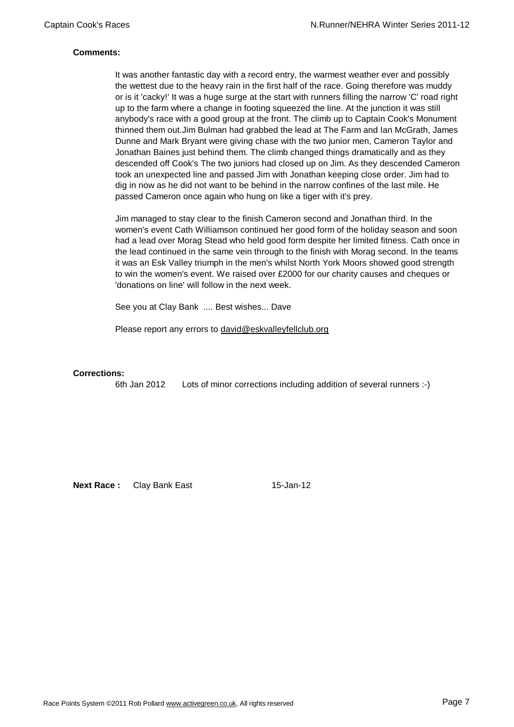**Comments:**

It was another fantastic day with a record entry, the warmest weather ever and possibly the wettest due to the heavy rain in the first half of the race. Going therefore was muddy or is it 'cacky!' It was a huge surge at the start with runners filling the narrow 'C' road right up to the farm where a change in footing squeezed the line. At the junction it was still anybody's race with a good group at the front. The climb up to Captain Cook's Monument thinned them out.Jim Bulman had grabbed the lead at The Farm and Ian McGrath, James Dunne and Mark Bryant were giving chase with the two junior men, Cameron Taylor and Jonathan Baines just behind them. The climb changed things dramatically and as they descended off Cook's The two juniors had closed up on Jim. As they descended Cameron took an unexpected line and passed Jim with Jonathan keeping close order. Jim had to dig in now as he did not want to be behind in the narrow confines of the last mile. He passed Cameron once again who hung on like a tiger with it's prey.

Jim managed to stay clear to the finish Cameron second and Jonathan third. In the women's event Cath Williamson continued her good form of the holiday season and soon had a lead over Morag Stead who held good form despite her limited fitness. Cath once in the lead continued in the same vein through to the finish with Morag second. In the teams it was an Esk Valley triumph in the men's whilst North York Moors showed good strength to win the women's event. We raised over £2000 for our charity causes and cheques or 'donations on line' will follow in the next week.

See you at Clay Bank .... Best wishes... Dave

Please report any errors to david@eskvalleyfellclub.org

**Corrections:**

6th Jan 2012 Lots of minor corrections including addition of several runners :-)

**Next Race :** Clay Bank East 15-Jan-12